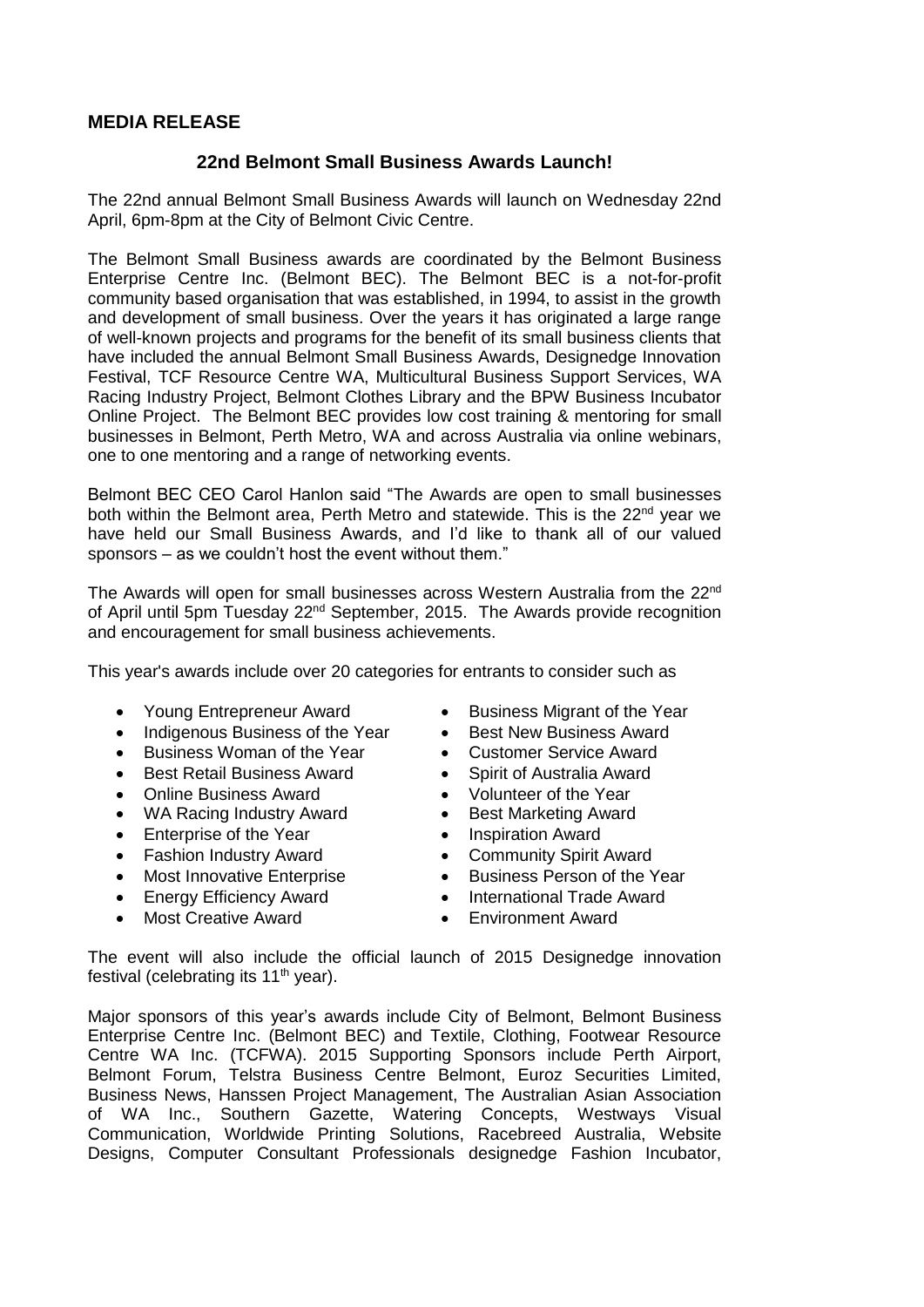## MEDIA RELEASE

### 22nd Belmont Small Business Awards Launch!

The 22nd annual Belmont Small Business Awards will launch on Wednesday 22nd April, 6pm-8pm at the City of Belmont Civic Centre.

The Belmont Small Business awards are coordinated by the Belmont Business Enterprise Centre Inc. (Belmont BEC). The Belmont BEC is a not-for-profit community based organisation that was established, in 1994, to assist in the growth and development of small business. Over the years it has originated a large range of well-known projects and programs for the benefit of its small business clients that have included the annual Belmont Small Business Awards, Designedge Innovation Festival, TCF Resource Centre WA, Multicultural Business Support Services, WA Racing Industry Project, Belmont Clothes Library and the BPW Business Incubator Online Project. The Belmont BEC provides low cost training & mentoring for small businesses in Belmont, Perth Metro, WA and across Australia via online webinars, one to one mentoring and a range of networking events.

Belmont BEC CEO Carol Hanlon said "The Awards are open to small businesses both within the Belmont area, Perth Metro and statewide. This is the 22nd year we have held our Small Business Awards, and I'd like to thank all of our valued sponsors – as we couldn't host the event without them."

The Awards will open for small businesses across Western Australia from the 22nd of April until 5pm Tuesday 22nd September, 2015. The Awards provide recognition and encouragement for small business achievements.

This year's awards include over 20 categories for entrants to consider such as

- Young Entrepreneur Award
- Indigenous Business of the Year
- Business Woman of the Year
- Best Retail Business Award
- Online Business Award
- WA Racing Industry Award
- Enterprise of the Year
- Fashion Industry Award
- Most Innovative Enterprise
- Energy Efficiency Award
- Most Creative Award
- Business Migrant of the Year
- Best New Business Award
- Customer Service Award
- Spirit of Australia Award
- Volunteer of the Year
- Best Marketing Award
- Inspiration Award
- Community Spirit Award
- Business Person of the Year
- International Trade Award
- Environment Award

The event will also include the official launch of 2015 Designedge innovation festival (celebrating its 11th year).

Major sponsors of this year's awards include City of Belmont, Belmont Business Enterprise Centre Inc. (Belmont BEC) and Textile, Clothing, Footwear Resource Centre WA Inc. (TCFWA). 2015 Supporting Sponsors include Perth Airport, Belmont Forum, Telstra Business Centre Belmont, Euroz Securities Limited, Business News, Hanssen Project Management, The Australian Asian Association of WA Inc., Southern Gazette, Watering Concepts, Westways Visual Communication, Worldwide Printing Solutions, Racebreed Australia, Website Designs, Computer Consultant Professionals designedge Fashion Incubator,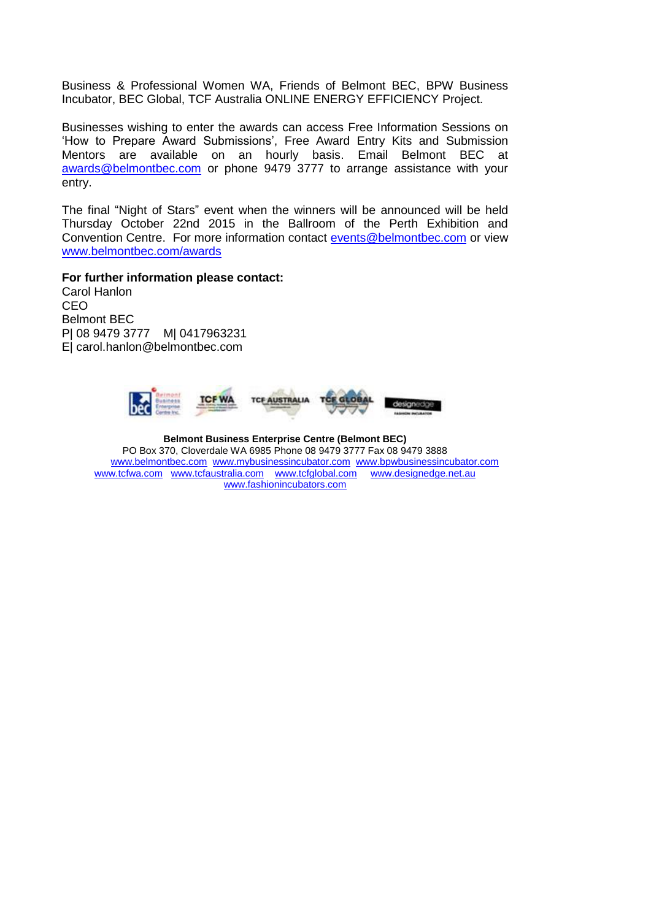Business & Professional Women WA, Friends of Belmont BEC, BPW Business Incubator, BEC Global, TCF Australia ONLINE ENERGY EFFICIENCY Project.

Businesses wishing to enter the awards can access Free Information Sessions on 'How to Prepare Award Submissions', Free Award Entry Kits and Submission Mentors are available on an hourly basis. Email Belmont BEC at awards@belmontbec.com or phone 9479 3777 to arrange assistance with your entry.

The final "Night of Stars" event when the winners will be announced will be held Thursday October 22nd 2015 in the Ballroom of the Perth Exhibition and Convention Centre. For more information contact events@belmontbec.com or view www.belmontbec.com/awards

**For further information please contact:**
Carol Hanlon
CEO
Belmont BEC
P| 08 9479 3777 M| 0417963231
E| carol.hanlon@belmontbec.com

**Belmont Business Enterprise Centre (Belmont BEC)**
PO Box 370, Cloverdale WA 6985 Phone 08 9479 3777 Fax 08 9479 3888
www.belmontbec.com www.mybusinessincubator.com www.bpwbusinessincubator.com
www.tcfwa.com www.tcfaustralia.com www.tcfglobal.com www.designedge.net.au
www.fashionincubators.com